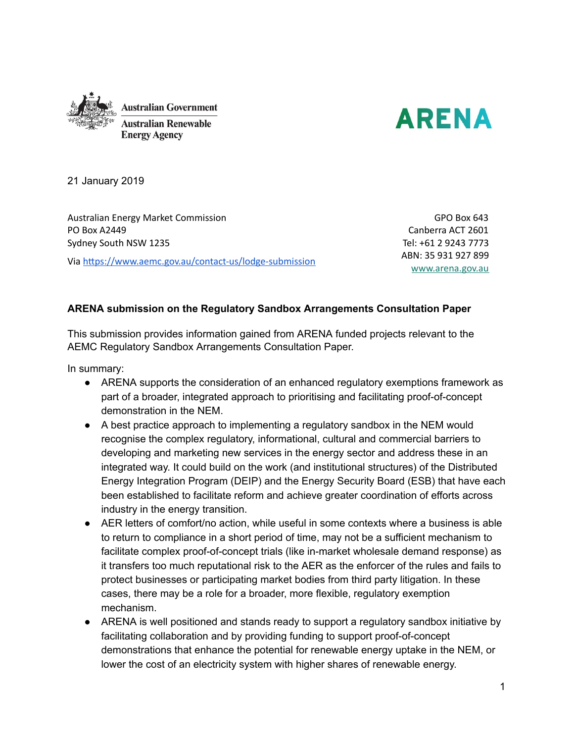Australian Government
Australian Renewable Energy Agency

ARENA

21 January 2019

Australian Energy Market Commission
PO Box A2449
Sydney South NSW 1235

Via https://www.aemc.gov.au/contact-us/lodge-submission

GPO Box 643
Canberra ACT 2601
Tel: +61 2 9243 7773
ABN: 35 931 927 899
www.arena.gov.au

**ARENA submission on the Regulatory Sandbox Arrangements Consultation Paper**

This submission provides information gained from ARENA funded projects relevant to the AEMC Regulatory Sandbox Arrangements Consultation Paper.

In summary:

- ARENA supports the consideration of an enhanced regulatory exemptions framework as part of a broader, integrated approach to prioritising and facilitating proof-of-concept demonstration in the NEM.
- A best practice approach to implementing a regulatory sandbox in the NEM would recognise the complex regulatory, informational, cultural and commercial barriers to developing and marketing new services in the energy sector and address these in an integrated way. It could build on the work (and institutional structures) of the Distributed Energy Integration Program (DEIP) and the Energy Security Board (ESB) that have each been established to facilitate reform and achieve greater coordination of efforts across industry in the energy transition.
- AER letters of comfort/no action, while useful in some contexts where a business is able to return to compliance in a short period of time, may not be a sufficient mechanism to facilitate complex proof-of-concept trials (like in-market wholesale demand response) as it transfers too much reputational risk to the AER as the enforcer of the rules and fails to protect businesses or participating market bodies from third party litigation. In these cases, there may be a role for a broader, more flexible, regulatory exemption mechanism.
- ARENA is well positioned and stands ready to support a regulatory sandbox initiative by facilitating collaboration and by providing funding to support proof-of-concept demonstrations that enhance the potential for renewable energy uptake in the NEM, or lower the cost of an electricity system with higher shares of renewable energy.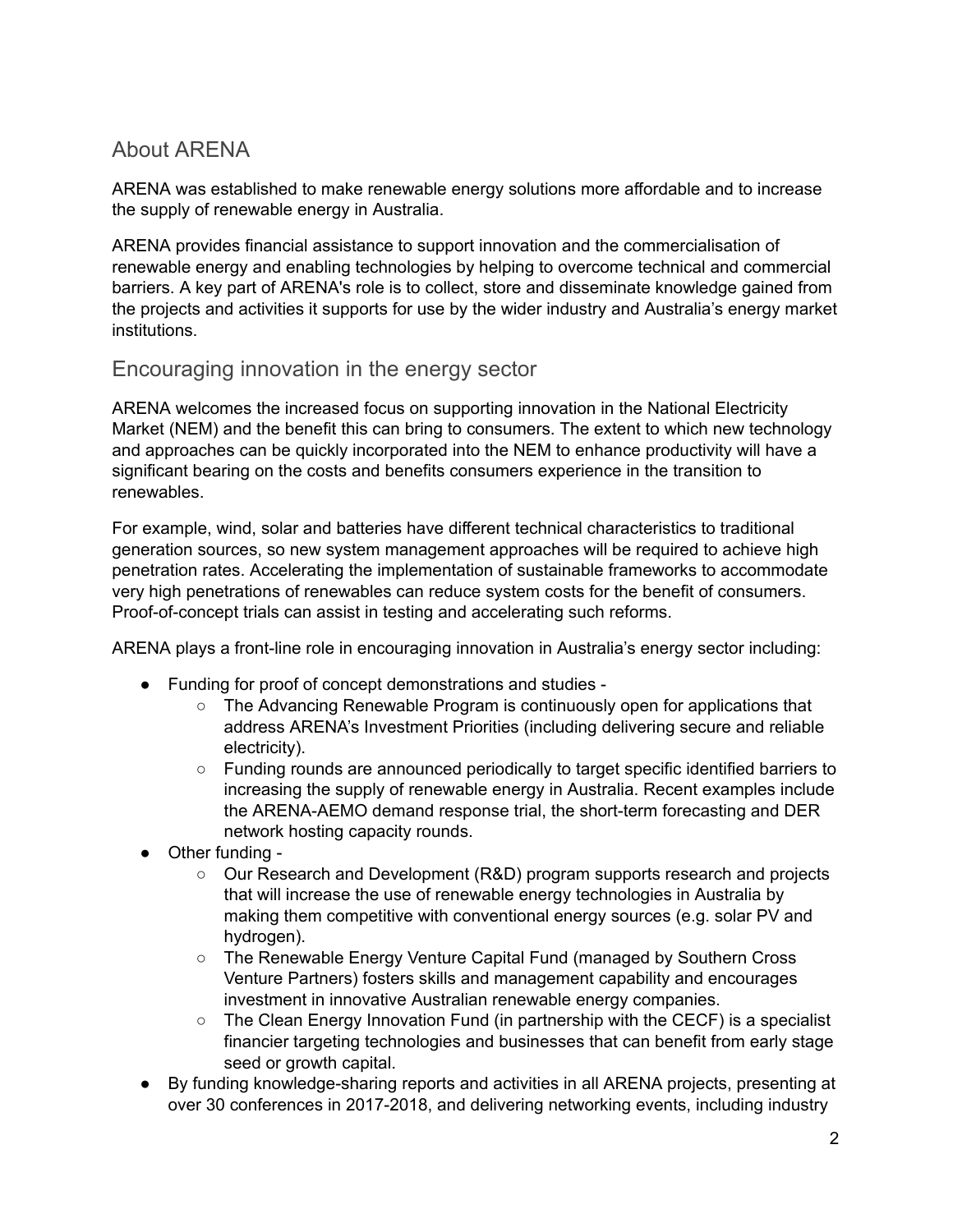## About ARENA

ARENA was established to make renewable energy solutions more affordable and to increase the supply of renewable energy in Australia.

ARENA provides financial assistance to support innovation and the commercialisation of renewable energy and enabling technologies by helping to overcome technical and commercial barriers. A key part of ARENA's role is to collect, store and disseminate knowledge gained from the projects and activities it supports for use by the wider industry and Australia's energy market institutions.

## Encouraging innovation in the energy sector

ARENA welcomes the increased focus on supporting innovation in the National Electricity Market (NEM) and the benefit this can bring to consumers. The extent to which new technology and approaches can be quickly incorporated into the NEM to enhance productivity will have a significant bearing on the costs and benefits consumers experience in the transition to renewables.

For example, wind, solar and batteries have different technical characteristics to traditional generation sources, so new system management approaches will be required to achieve high penetration rates. Accelerating the implementation of sustainable frameworks to accommodate very high penetrations of renewables can reduce system costs for the benefit of consumers. Proof-of-concept trials can assist in testing and accelerating such reforms.

ARENA plays a front-line role in encouraging innovation in Australia's energy sector including:

- Funding for proof of concept demonstrations and studies -
  - The Advancing Renewable Program is continuously open for applications that address ARENA's Investment Priorities (including delivering secure and reliable electricity).
  - Funding rounds are announced periodically to target specific identified barriers to increasing the supply of renewable energy in Australia. Recent examples include the ARENA-AEMO demand response trial, the short-term forecasting and DER network hosting capacity rounds.
- Other funding -
  - Our Research and Development (R&D) program supports research and projects that will increase the use of renewable energy technologies in Australia by making them competitive with conventional energy sources (e.g. solar PV and hydrogen).
  - The Renewable Energy Venture Capital Fund (managed by Southern Cross Venture Partners) fosters skills and management capability and encourages investment in innovative Australian renewable energy companies.
  - The Clean Energy Innovation Fund (in partnership with the CECF) is a specialist financier targeting technologies and businesses that can benefit from early stage seed or growth capital.
- By funding knowledge-sharing reports and activities in all ARENA projects, presenting at over 30 conferences in 2017-2018, and delivering networking events, including industry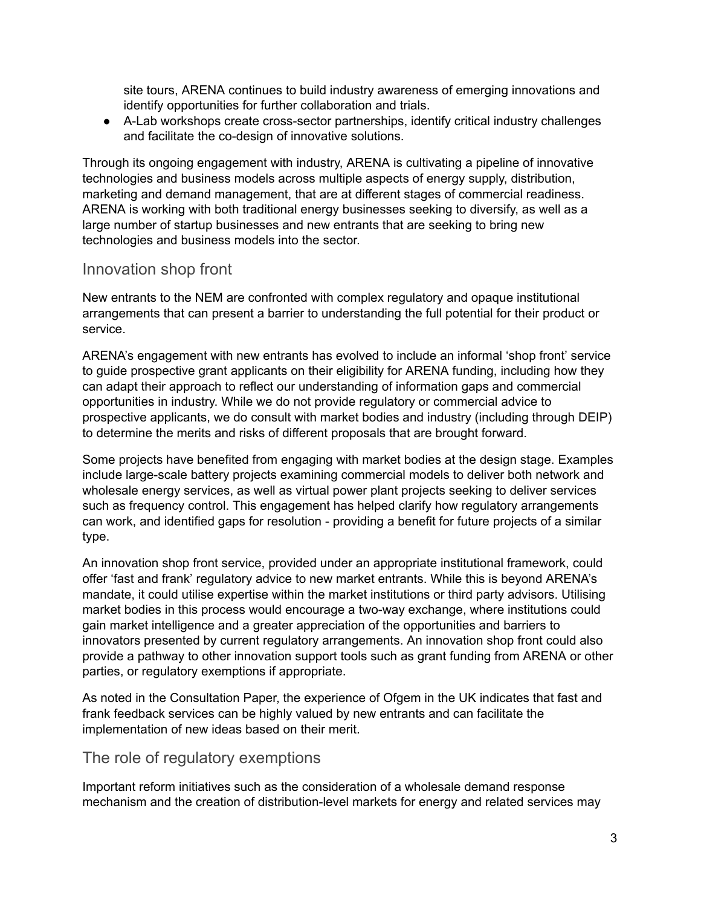site tours, ARENA continues to build industry awareness of emerging innovations and identify opportunities for further collaboration and trials.

- A-Lab workshops create cross-sector partnerships, identify critical industry challenges and facilitate the co-design of innovative solutions.

Through its ongoing engagement with industry, ARENA is cultivating a pipeline of innovative technologies and business models across multiple aspects of energy supply, distribution, marketing and demand management, that are at different stages of commercial readiness. ARENA is working with both traditional energy businesses seeking to diversify, as well as a large number of startup businesses and new entrants that are seeking to bring new technologies and business models into the sector.

## Innovation shop front

New entrants to the NEM are confronted with complex regulatory and opaque institutional arrangements that can present a barrier to understanding the full potential for their product or service.

ARENA's engagement with new entrants has evolved to include an informal 'shop front' service to guide prospective grant applicants on their eligibility for ARENA funding, including how they can adapt their approach to reflect our understanding of information gaps and commercial opportunities in industry. While we do not provide regulatory or commercial advice to prospective applicants, we do consult with market bodies and industry (including through DEIP) to determine the merits and risks of different proposals that are brought forward.

Some projects have benefited from engaging with market bodies at the design stage. Examples include large-scale battery projects examining commercial models to deliver both network and wholesale energy services, as well as virtual power plant projects seeking to deliver services such as frequency control. This engagement has helped clarify how regulatory arrangements can work, and identified gaps for resolution - providing a benefit for future projects of a similar type.

An innovation shop front service, provided under an appropriate institutional framework, could offer 'fast and frank' regulatory advice to new market entrants. While this is beyond ARENA's mandate, it could utilise expertise within the market institutions or third party advisors. Utilising market bodies in this process would encourage a two-way exchange, where institutions could gain market intelligence and a greater appreciation of the opportunities and barriers to innovators presented by current regulatory arrangements. An innovation shop front could also provide a pathway to other innovation support tools such as grant funding from ARENA or other parties, or regulatory exemptions if appropriate.

As noted in the Consultation Paper, the experience of Ofgem in the UK indicates that fast and frank feedback services can be highly valued by new entrants and can facilitate the implementation of new ideas based on their merit.

## The role of regulatory exemptions

Important reform initiatives such as the consideration of a wholesale demand response mechanism and the creation of distribution-level markets for energy and related services may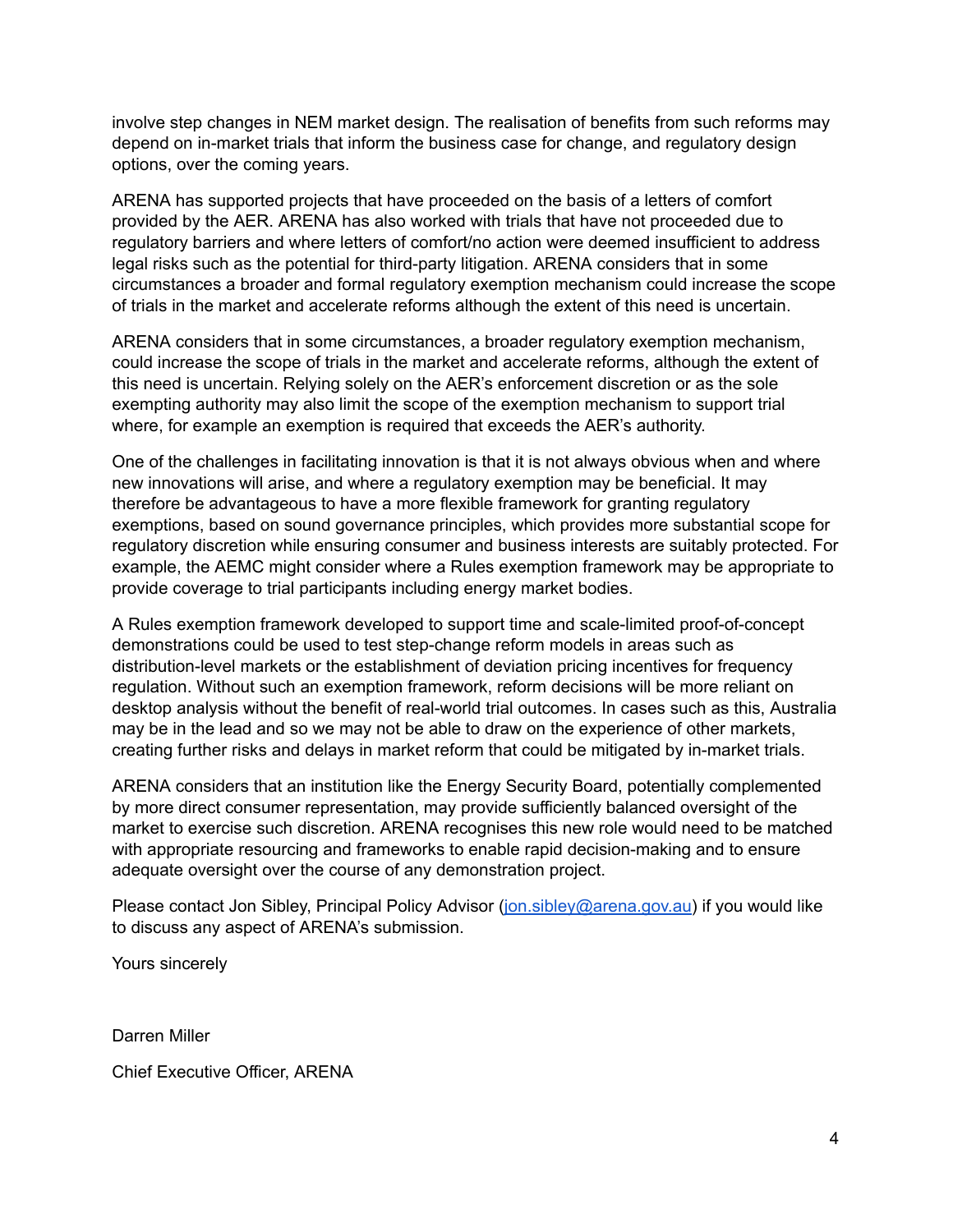involve step changes in NEM market design. The realisation of benefits from such reforms may depend on in-market trials that inform the business case for change, and regulatory design options, over the coming years.

ARENA has supported projects that have proceeded on the basis of a letters of comfort provided by the AER. ARENA has also worked with trials that have not proceeded due to regulatory barriers and where letters of comfort/no action were deemed insufficient to address legal risks such as the potential for third-party litigation. ARENA considers that in some circumstances a broader and formal regulatory exemption mechanism could increase the scope of trials in the market and accelerate reforms although the extent of this need is uncertain.

ARENA considers that in some circumstances, a broader regulatory exemption mechanism, could increase the scope of trials in the market and accelerate reforms, although the extent of this need is uncertain. Relying solely on the AER's enforcement discretion or as the sole exempting authority may also limit the scope of the exemption mechanism to support trial where, for example an exemption is required that exceeds the AER's authority.

One of the challenges in facilitating innovation is that it is not always obvious when and where new innovations will arise, and where a regulatory exemption may be beneficial. It may therefore be advantageous to have a more flexible framework for granting regulatory exemptions, based on sound governance principles, which provides more substantial scope for regulatory discretion while ensuring consumer and business interests are suitably protected. For example, the AEMC might consider where a Rules exemption framework may be appropriate to provide coverage to trial participants including energy market bodies.

A Rules exemption framework developed to support time and scale-limited proof-of-concept demonstrations could be used to test step-change reform models in areas such as distribution-level markets or the establishment of deviation pricing incentives for frequency regulation. Without such an exemption framework, reform decisions will be more reliant on desktop analysis without the benefit of real-world trial outcomes. In cases such as this, Australia may be in the lead and so we may not be able to draw on the experience of other markets, creating further risks and delays in market reform that could be mitigated by in-market trials.

ARENA considers that an institution like the Energy Security Board, potentially complemented by more direct consumer representation, may provide sufficiently balanced oversight of the market to exercise such discretion. ARENA recognises this new role would need to be matched with appropriate resourcing and frameworks to enable rapid decision-making and to ensure adequate oversight over the course of any demonstration project.

Please contact Jon Sibley, Principal Policy Advisor (jon.sibley@arena.gov.au) if you would like to discuss any aspect of ARENA's submission.

Yours sincerely

Darren Miller

Chief Executive Officer, ARENA